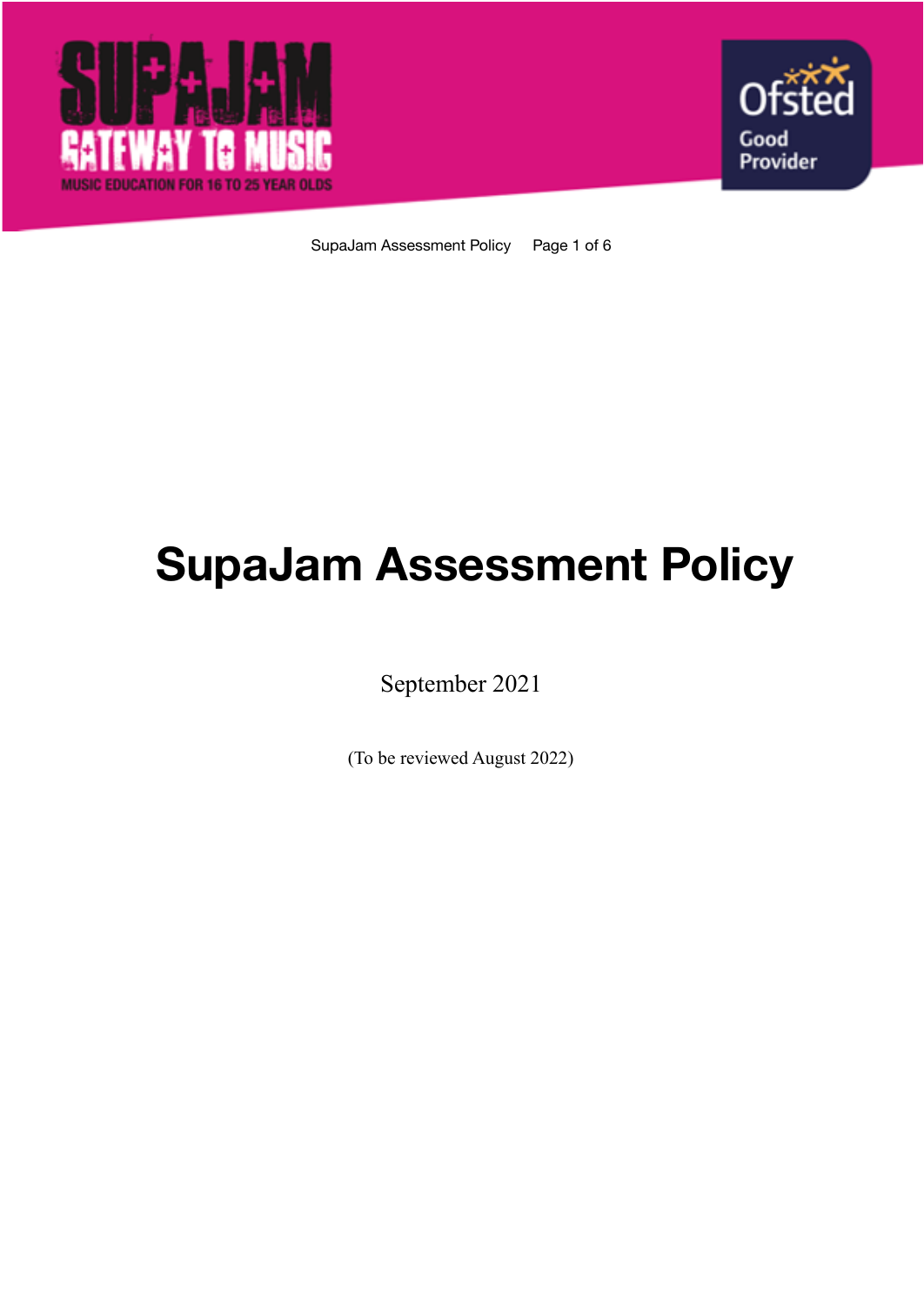# SupaJam Assessment Policy

September 2021

(To be reviewed August 2022)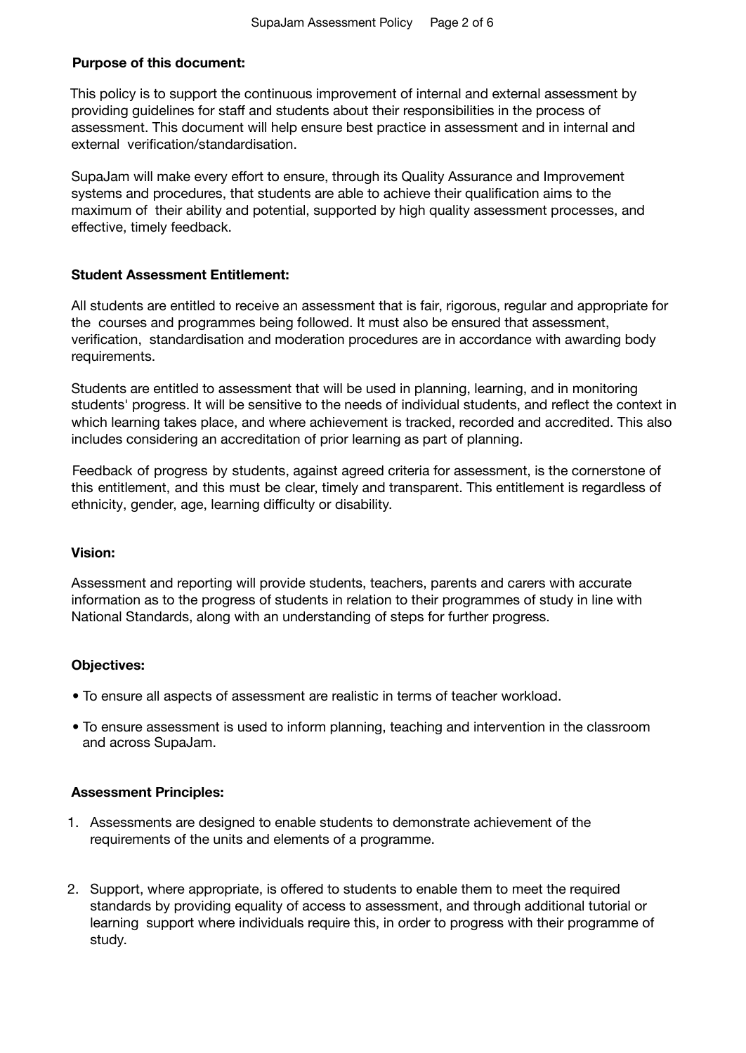**Purpose of this document:**

This policy is to support the continuous improvement of internal and external assessment by providing guidelines for staff and students about their responsibilities in the process of assessment. This document will help ensure best practice in assessment and in internal and external verification/standardisation.

SupaJam will make every effort to ensure, through its Quality Assurance and Improvement systems and procedures, that students are able to achieve their qualification aims to the maximum of their ability and potential, supported by high quality assessment processes, and effective, timely feedback.

**Student Assessment Entitlement:**

All students are entitled to receive an assessment that is fair, rigorous, regular and appropriate for the courses and programmes being followed. It must also be ensured that assessment, verification, standardisation and moderation procedures are in accordance with awarding body requirements.

Students are entitled to assessment that will be used in planning, learning, and in monitoring students' progress. It will be sensitive to the needs of individual students, and reflect the context in which learning takes place, and where achievement is tracked, recorded and accredited. This also includes considering an accreditation of prior learning as part of planning.

Feedback of progress by students, against agreed criteria for assessment, is the cornerstone of this entitlement, and this must be clear, timely and transparent. This entitlement is regardless of ethnicity, gender, age, learning difficulty or disability.

**Vision:**

Assessment and reporting will provide students, teachers, parents and carers with accurate information as to the progress of students in relation to their programmes of study in line with National Standards, along with an understanding of steps for further progress.

**Objectives:**

- To ensure all aspects of assessment are realistic in terms of teacher workload.
- To ensure assessment is used to inform planning, teaching and intervention in the classroom and across SupaJam.

**Assessment Principles:**

1. Assessments are designed to enable students to demonstrate achievement of the requirements of the units and elements of a programme.
2. Support, where appropriate, is offered to students to enable them to meet the required standards by providing equality of access to assessment, and through additional tutorial or learning support where individuals require this, in order to progress with their programme of study.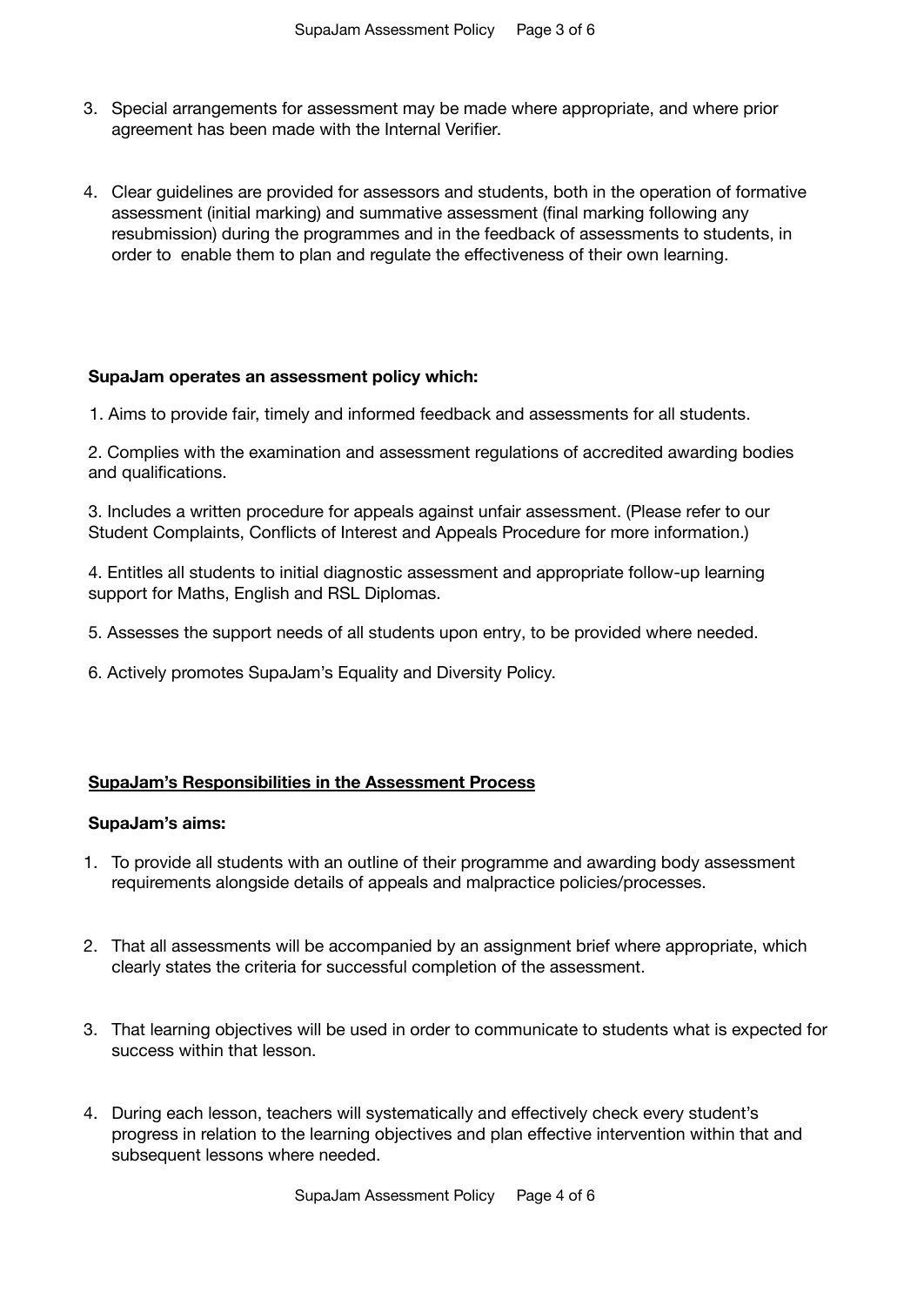3. Special arrangements for assessment may be made where appropriate, and where prior agreement has been made with the Internal Verifier.

4. Clear guidelines are provided for assessors and students, both in the operation of formative assessment (initial marking) and summative assessment (final marking following any resubmission) during the programmes and in the feedback of assessments to students, in order to enable them to plan and regulate the effectiveness of their own learning.

**SupaJam operates an assessment policy which:**

1. Aims to provide fair, timely and informed feedback and assessments for all students.

2. Complies with the examination and assessment regulations of accredited awarding bodies and qualifications.

3. Includes a written procedure for appeals against unfair assessment. (Please refer to our Student Complaints, Conflicts of Interest and Appeals Procedure for more information.)

4. Entitles all students to initial diagnostic assessment and appropriate follow-up learning support for Maths, English and RSL Diplomas.

5. Assesses the support needs of all students upon entry, to be provided where needed.

6. Actively promotes SupaJam's Equality and Diversity Policy.

## SupaJam's Responsibilities in the Assessment Process

**SupaJam's aims:**

1. To provide all students with an outline of their programme and awarding body assessment requirements alongside details of appeals and malpractice policies/processes.

2. That all assessments will be accompanied by an assignment brief where appropriate, which clearly states the criteria for successful completion of the assessment.

3. That learning objectives will be used in order to communicate to students what is expected for success within that lesson.

4. During each lesson, teachers will systematically and effectively check every student's progress in relation to the learning objectives and plan effective intervention within that and subsequent lessons where needed.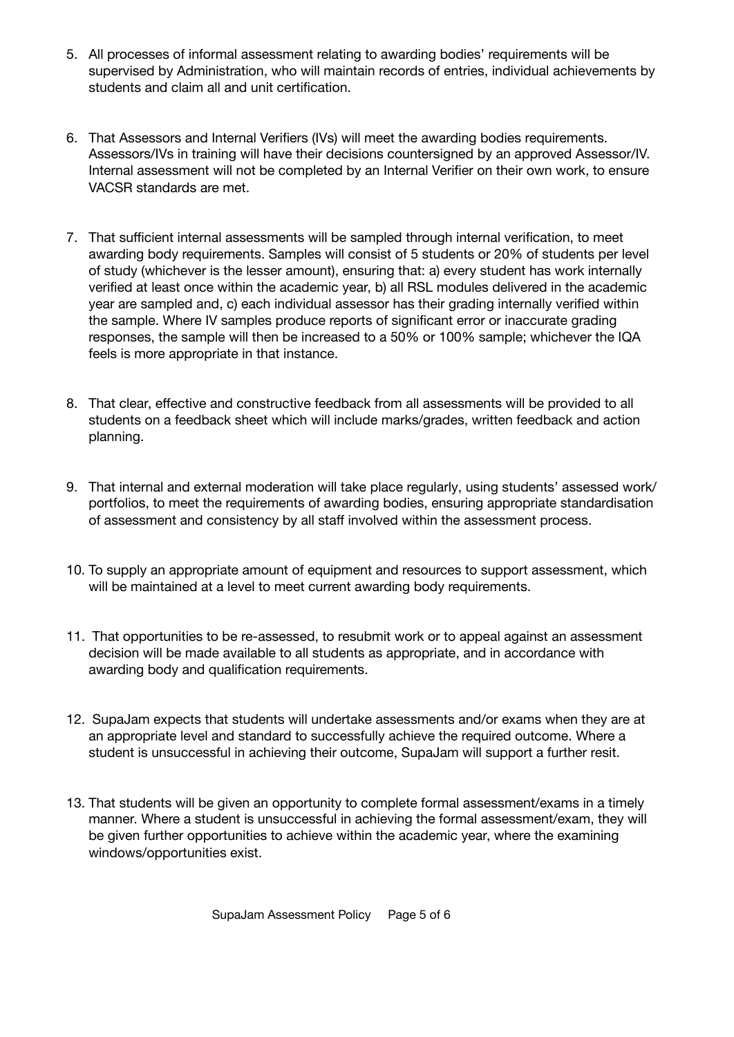5. All processes of informal assessment relating to awarding bodies' requirements will be supervised by Administration, who will maintain records of entries, individual achievements by students and claim all and unit certification.

6. That Assessors and Internal Verifiers (IVs) will meet the awarding bodies requirements. Assessors/IVs in training will have their decisions countersigned by an approved Assessor/IV. Internal assessment will not be completed by an Internal Verifier on their own work, to ensure VACSR standards are met.

7. That sufficient internal assessments will be sampled through internal verification, to meet awarding body requirements. Samples will consist of 5 students or 20% of students per level of study (whichever is the lesser amount), ensuring that: a) every student has work internally verified at least once within the academic year, b) all RSL modules delivered in the academic year are sampled and, c) each individual assessor has their grading internally verified within the sample. Where IV samples produce reports of significant error or inaccurate grading responses, the sample will then be increased to a 50% or 100% sample; whichever the IQA feels is more appropriate in that instance.

8. That clear, effective and constructive feedback from all assessments will be provided to all students on a feedback sheet which will include marks/grades, written feedback and action planning.

9. That internal and external moderation will take place regularly, using students' assessed work/ portfolios, to meet the requirements of awarding bodies, ensuring appropriate standardisation of assessment and consistency by all staff involved within the assessment process.

10. To supply an appropriate amount of equipment and resources to support assessment, which will be maintained at a level to meet current awarding body requirements.

11. That opportunities to be re-assessed, to resubmit work or to appeal against an assessment decision will be made available to all students as appropriate, and in accordance with awarding body and qualification requirements.

12. SupaJam expects that students will undertake assessments and/or exams when they are at an appropriate level and standard to successfully achieve the required outcome. Where a student is unsuccessful in achieving their outcome, SupaJam will support a further resit.

13. That students will be given an opportunity to complete formal assessment/exams in a timely manner. Where a student is unsuccessful in achieving the formal assessment/exam, they will be given further opportunities to achieve within the academic year, where the examining windows/opportunities exist.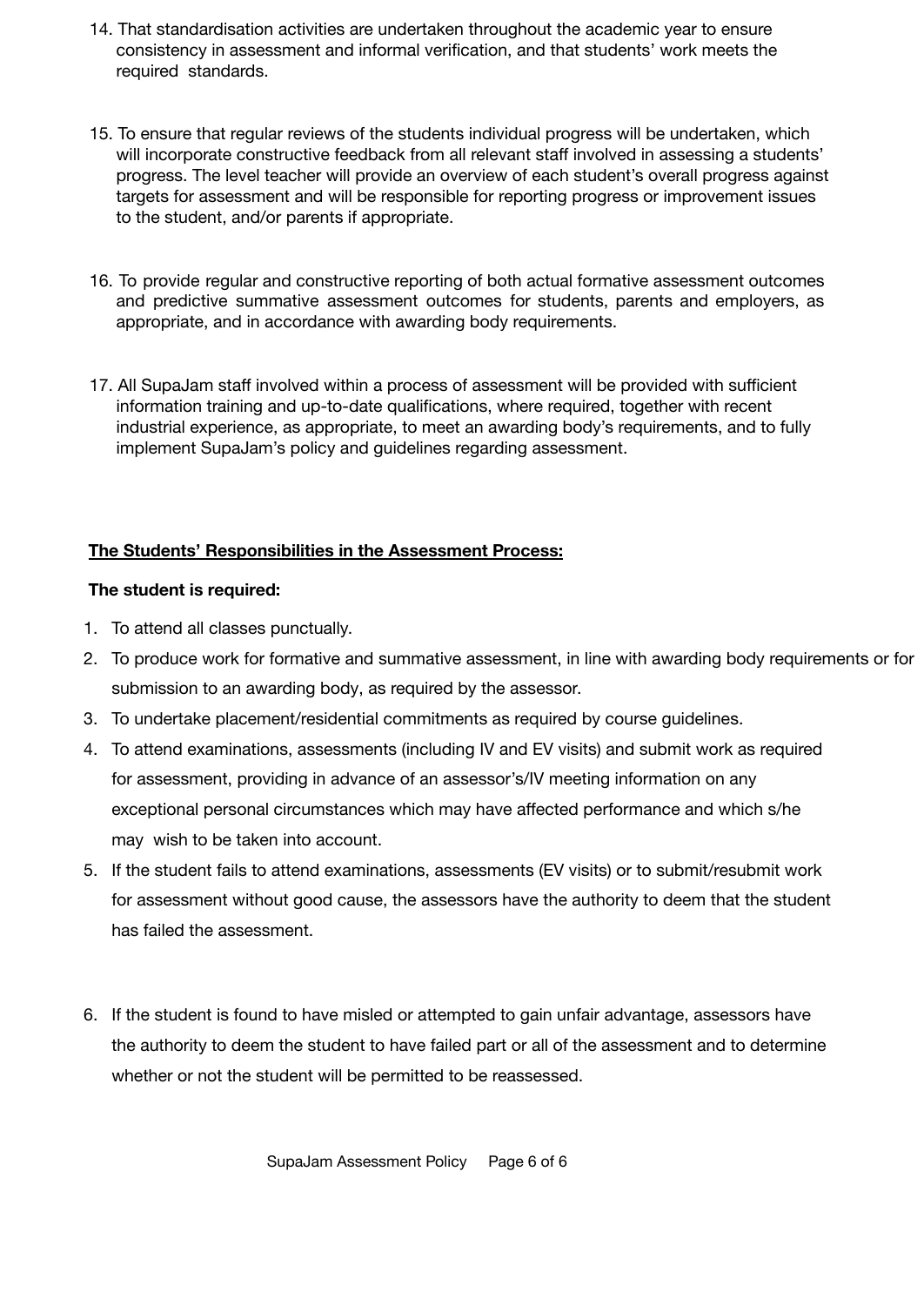14. That standardisation activities are undertaken throughout the academic year to ensure consistency in assessment and informal verification, and that students' work meets the required standards.

15. To ensure that regular reviews of the students individual progress will be undertaken, which will incorporate constructive feedback from all relevant staff involved in assessing a students' progress. The level teacher will provide an overview of each student's overall progress against targets for assessment and will be responsible for reporting progress or improvement issues to the student, and/or parents if appropriate.

16. To provide regular and constructive reporting of both actual formative assessment outcomes and predictive summative assessment outcomes for students, parents and employers, as appropriate, and in accordance with awarding body requirements.

17. All SupaJam staff involved within a process of assessment will be provided with sufficient information training and up-to-date qualifications, where required, together with recent industrial experience, as appropriate, to meet an awarding body's requirements, and to fully implement SupaJam's policy and guidelines regarding assessment.

**<u>The Students' Responsibilities in the Assessment Process:</u>**

**The student is required:**

1. To attend all classes punctually.
2. To produce work for formative and summative assessment, in line with awarding body requirements or for submission to an awarding body, as required by the assessor.
3. To undertake placement/residential commitments as required by course guidelines.
4. To attend examinations, assessments (including IV and EV visits) and submit work as required for assessment, providing in advance of an assessor's/IV meeting information on any exceptional personal circumstances which may have affected performance and which s/he may wish to be taken into account.
5. If the student fails to attend examinations, assessments (EV visits) or to submit/resubmit work for assessment without good cause, the assessors have the authority to deem that the student has failed the assessment.
6. If the student is found to have misled or attempted to gain unfair advantage, assessors have the authority to deem the student to have failed part or all of the assessment and to determine whether or not the student will be permitted to be reassessed.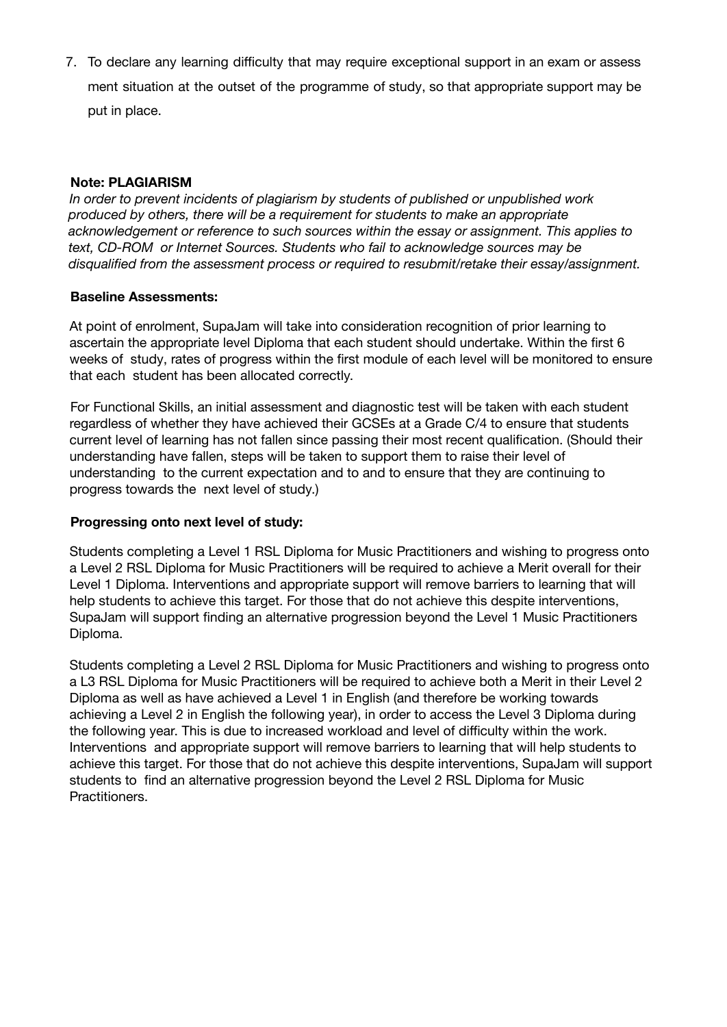7. To declare any learning difficulty that may require exceptional support in an exam or assess ment situation at the outset of the programme of study, so that appropriate support may be put in place.

**Note: PLAGIARISM**

*In order to prevent incidents of plagiarism by students of published or unpublished work produced by others, there will be a requirement for students to make an appropriate acknowledgement or reference to such sources within the essay or assignment. This applies to text, CD-ROM or Internet Sources. Students who fail to acknowledge sources may be disqualified from the assessment process or required to resubmit/retake their essay/assignment.*

**Baseline Assessments:**

At point of enrolment, SupaJam will take into consideration recognition of prior learning to ascertain the appropriate level Diploma that each student should undertake. Within the first 6 weeks of study, rates of progress within the first module of each level will be monitored to ensure that each student has been allocated correctly.

For Functional Skills, an initial assessment and diagnostic test will be taken with each student regardless of whether they have achieved their GCSEs at a Grade C/4 to ensure that students current level of learning has not fallen since passing their most recent qualification. (Should their understanding have fallen, steps will be taken to support them to raise their level of understanding to the current expectation and to and to ensure that they are continuing to progress towards the next level of study.)

**Progressing onto next level of study:**

Students completing a Level 1 RSL Diploma for Music Practitioners and wishing to progress onto a Level 2 RSL Diploma for Music Practitioners will be required to achieve a Merit overall for their Level 1 Diploma. Interventions and appropriate support will remove barriers to learning that will help students to achieve this target. For those that do not achieve this despite interventions, SupaJam will support finding an alternative progression beyond the Level 1 Music Practitioners Diploma.

Students completing a Level 2 RSL Diploma for Music Practitioners and wishing to progress onto a L3 RSL Diploma for Music Practitioners will be required to achieve both a Merit in their Level 2 Diploma as well as have achieved a Level 1 in English (and therefore be working towards achieving a Level 2 in English the following year), in order to access the Level 3 Diploma during the following year. This is due to increased workload and level of difficulty within the work. Interventions and appropriate support will remove barriers to learning that will help students to achieve this target. For those that do not achieve this despite interventions, SupaJam will support students to find an alternative progression beyond the Level 2 RSL Diploma for Music Practitioners.